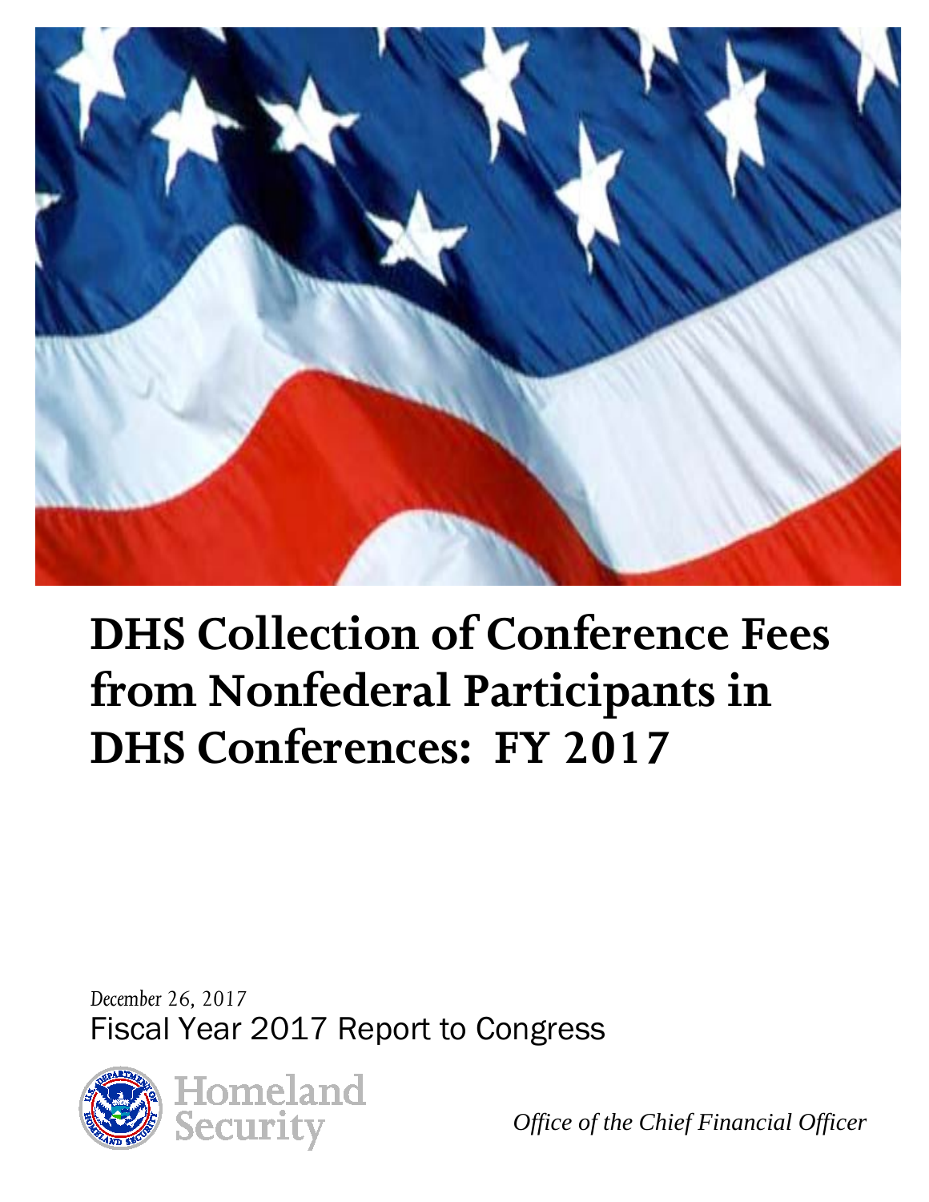# DHS Collection of Conference Fees from Nonfederal Participants in DHS Conferences: FY 2017

*December 26, 2017*

Fiscal Year 2017 Report to Congress

Homeland Security

*Office of the Chief Financial Officer*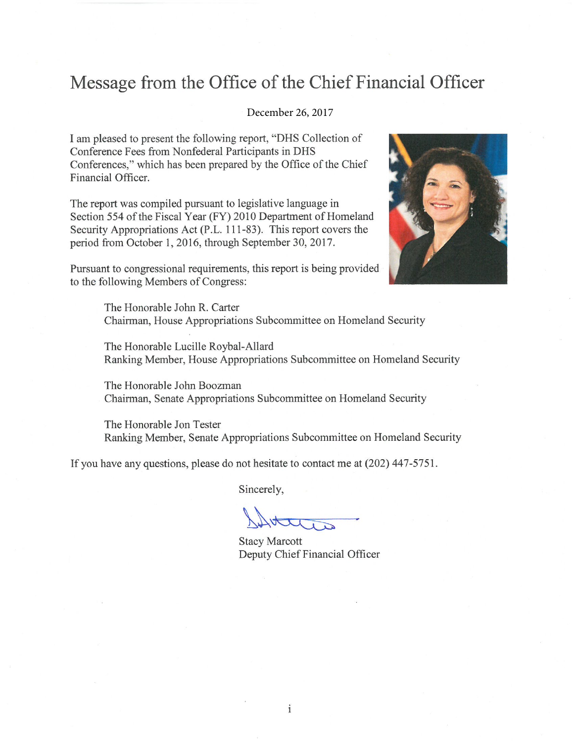# Message from the Office of the Chief Financial Officer

December 26, 2017

I am pleased to present the following report, "DHS Collection of Conference Fees from Nonfederal Participants in DHS Conferences," which has been prepared by the Office of the Chief Financial Officer.

The report was compiled pursuant to legislative language in Section 554 of the Fiscal Year (FY) 2010 Department of Homeland Security Appropriations Act (P.L. 111-83). This report covers the period from October 1, 2016, through September 30, 2017.

Pursuant to congressional requirements, this report is being provided to the following Members of Congress:

The Honorable John R. Carter
Chairman, House Appropriations Subcommittee on Homeland Security

The Honorable Lucille Roybal-Allard
Ranking Member, House Appropriations Subcommittee on Homeland Security

The Honorable John Boozman
Chairman, Senate Appropriations Subcommittee on Homeland Security

The Honorable Jon Tester
Ranking Member, Senate Appropriations Subcommittee on Homeland Security

If you have any questions, please do not hesitate to contact me at (202) 447-5751.

Sincerely,

Stacy Marcott
Deputy Chief Financial Officer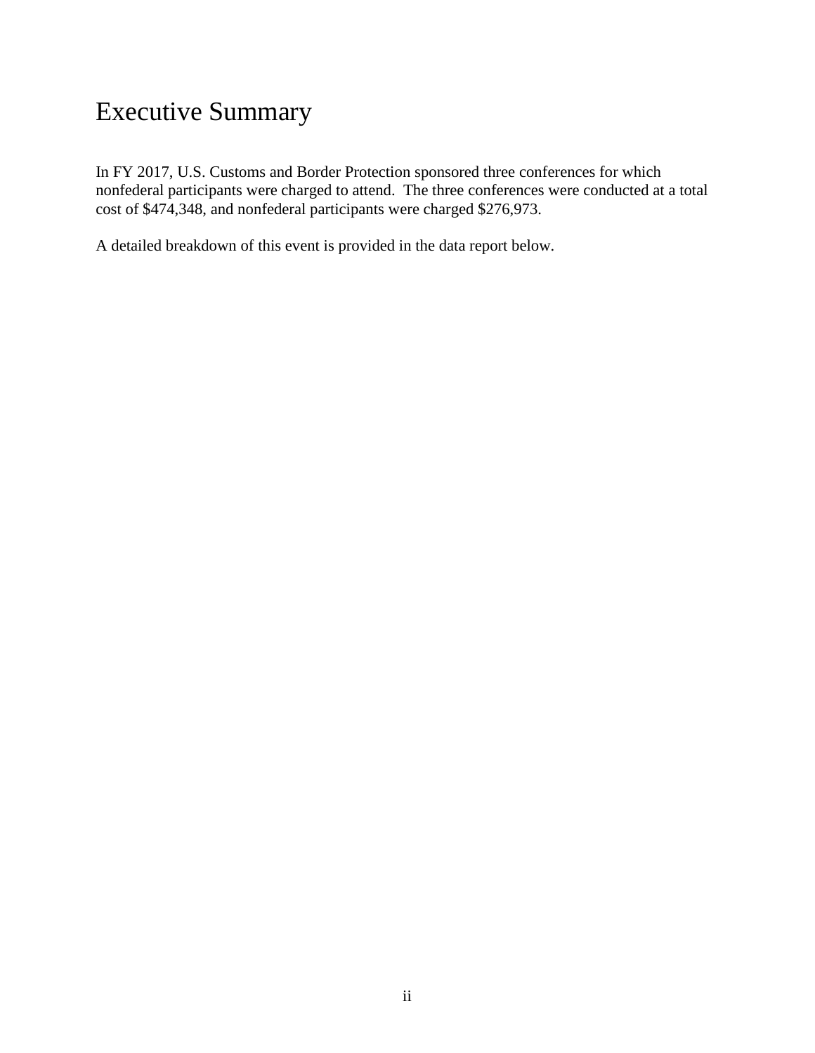# Executive Summary

In FY 2017, U.S. Customs and Border Protection sponsored three conferences for which nonfederal participants were charged to attend. The three conferences were conducted at a total cost of $474,348, and nonfederal participants were charged $276,973.

A detailed breakdown of this event is provided in the data report below.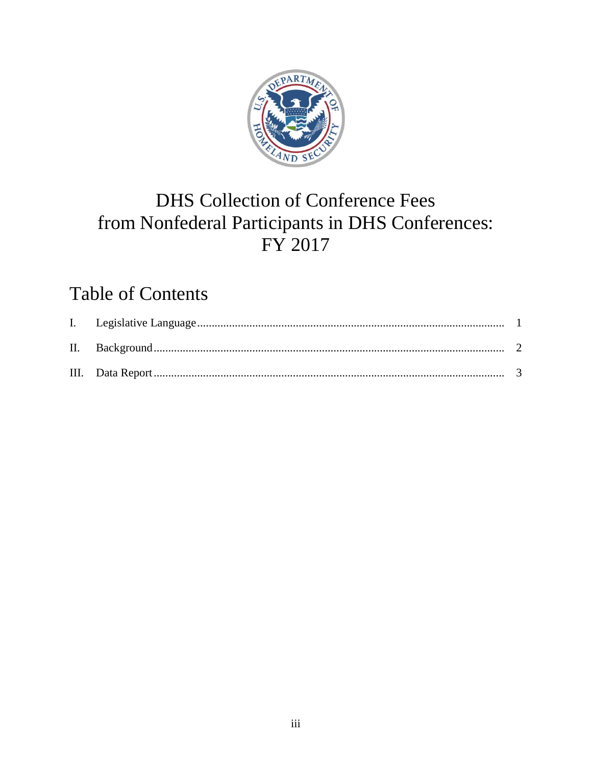# DHS Collection of Conference Fees from Nonfederal Participants in DHS Conferences: FY 2017

## Table of Contents

| | | |
|---|---|---|
| I. | Legislative Language | 1 |
| II. | Background | 2 |
| III. | Data Report | 3 |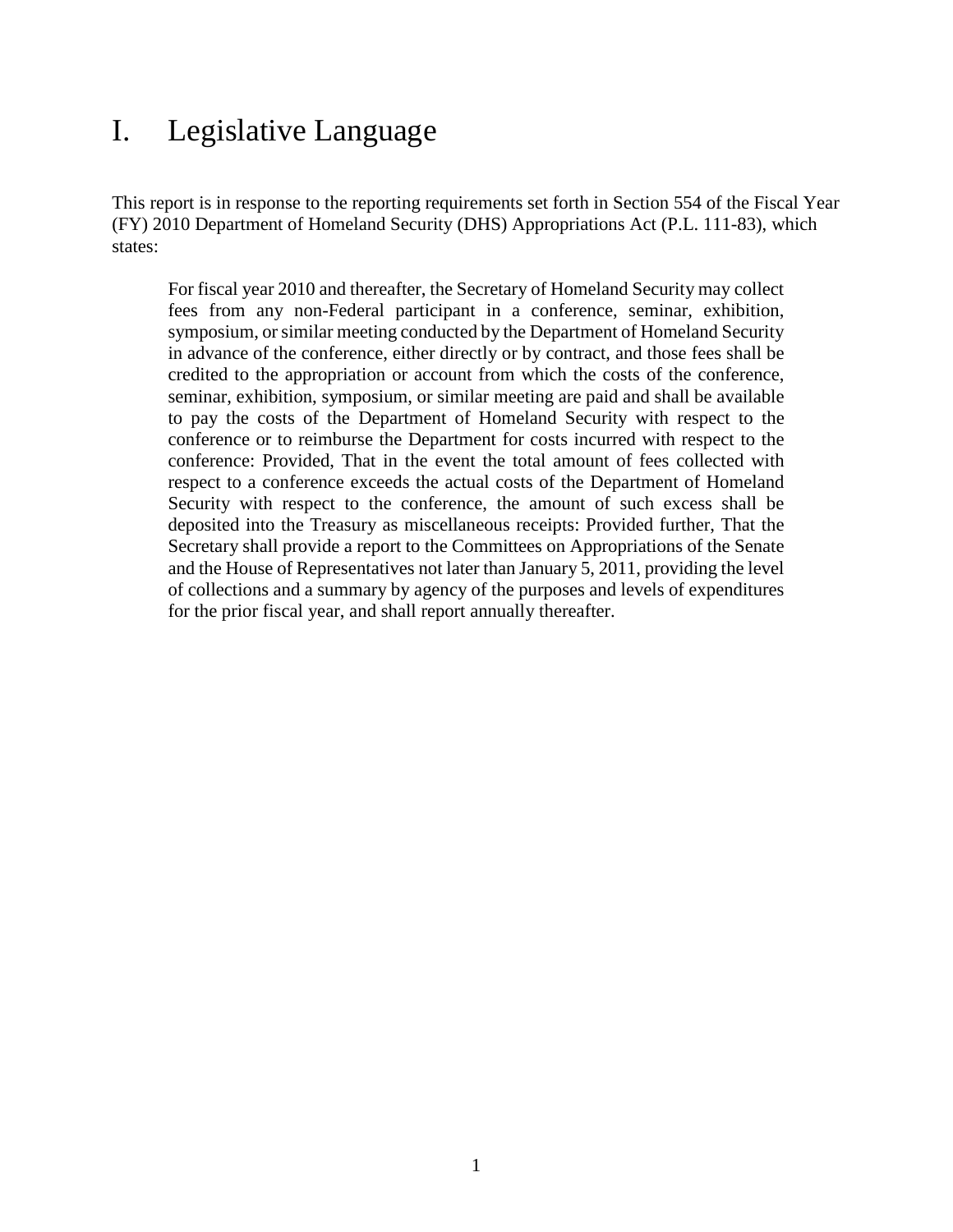# I. Legislative Language

This report is in response to the reporting requirements set forth in Section 554 of the Fiscal Year (FY) 2010 Department of Homeland Security (DHS) Appropriations Act (P.L. 111-83), which states:

> For fiscal year 2010 and thereafter, the Secretary of Homeland Security may collect fees from any non-Federal participant in a conference, seminar, exhibition, symposium, or similar meeting conducted by the Department of Homeland Security in advance of the conference, either directly or by contract, and those fees shall be credited to the appropriation or account from which the costs of the conference, seminar, exhibition, symposium, or similar meeting are paid and shall be available to pay the costs of the Department of Homeland Security with respect to the conference or to reimburse the Department for costs incurred with respect to the conference: Provided, That in the event the total amount of fees collected with respect to a conference exceeds the actual costs of the Department of Homeland Security with respect to the conference, the amount of such excess shall be deposited into the Treasury as miscellaneous receipts: Provided further, That the Secretary shall provide a report to the Committees on Appropriations of the Senate and the House of Representatives not later than January 5, 2011, providing the level of collections and a summary by agency of the purposes and levels of expenditures for the prior fiscal year, and shall report annually thereafter.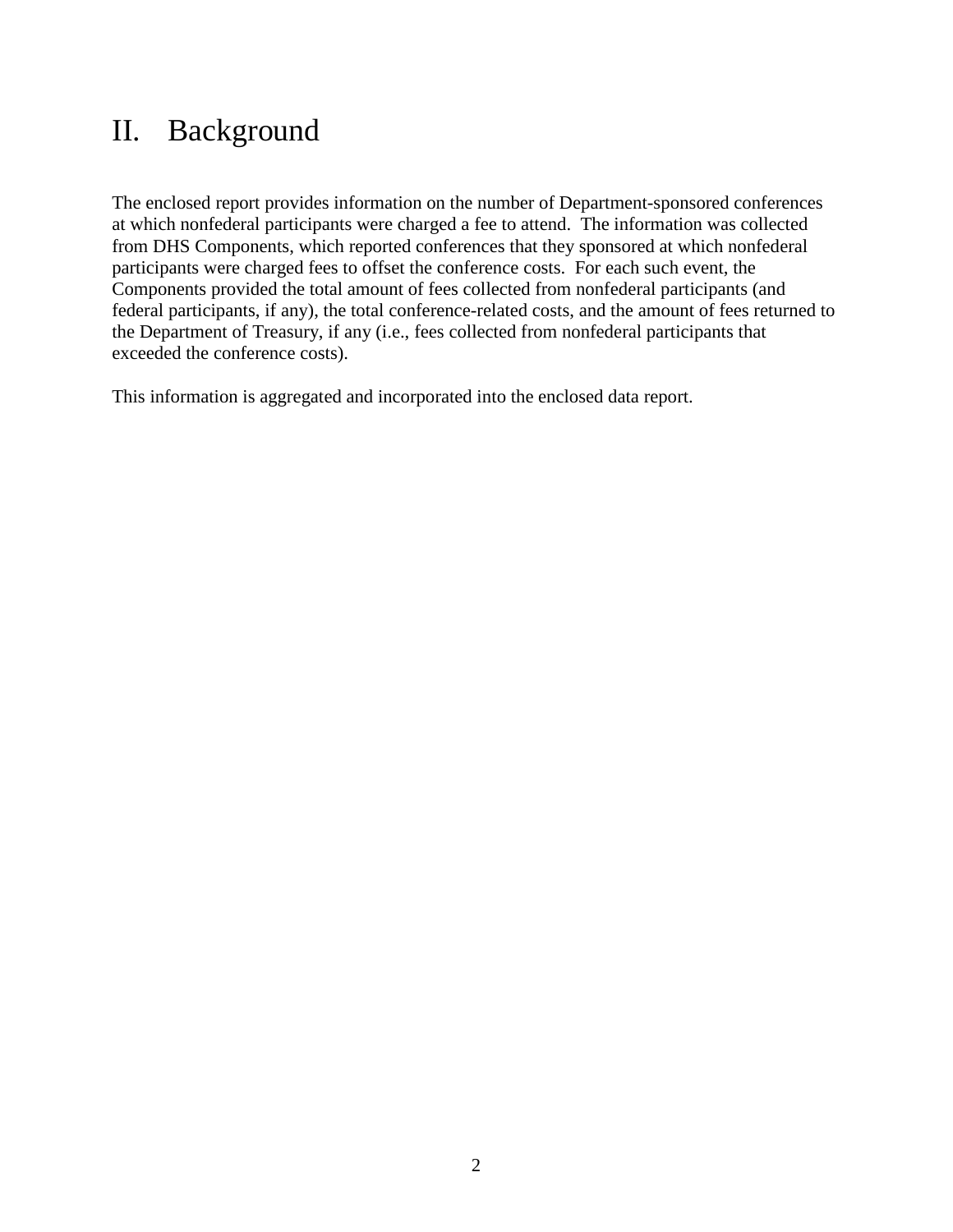# II. Background

The enclosed report provides information on the number of Department-sponsored conferences at which nonfederal participants were charged a fee to attend. The information was collected from DHS Components, which reported conferences that they sponsored at which nonfederal participants were charged fees to offset the conference costs. For each such event, the Components provided the total amount of fees collected from nonfederal participants (and federal participants, if any), the total conference-related costs, and the amount of fees returned to the Department of Treasury, if any (i.e., fees collected from nonfederal participants that exceeded the conference costs).

This information is aggregated and incorporated into the enclosed data report.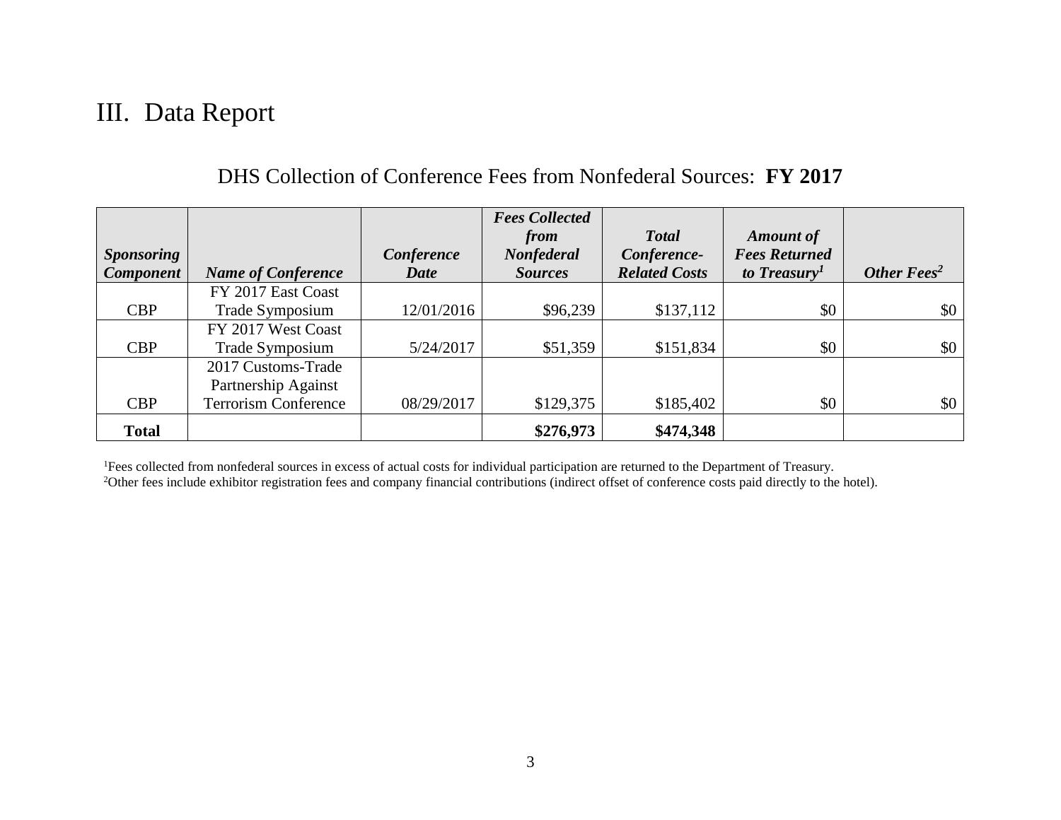# III. Data Report

## DHS Collection of Conference Fees from Nonfederal Sources: **FY 2017**

| *Sponsoring Component* | *Name of Conference* | *Conference Date* | *Fees Collected from Nonfederal Sources* | *Total Conference-Related Costs* | *Amount of Fees Returned to Treasury[1]* | *Other Fees[2]* |
|---|---|---|---|---|---|---|
| CBP | FY 2017 East Coast Trade Symposium | 12/01/2016 | $96,239 | $137,112 | $0 | $0 |
| CBP | FY 2017 West Coast Trade Symposium | 5/24/2017 | $51,359 | $151,834 | $0 | $0 |
| CBP | 2017 Customs-Trade Partnership Against Terrorism Conference | 08/29/2017 | $129,375 | $185,402 | $0 | $0 |
| **Total** | | | **$276,973** | **$474,348** | | |

[1]Fees collected from nonfederal sources in excess of actual costs for individual participation are returned to the Department of Treasury.
[2]Other fees include exhibitor registration fees and company financial contributions (indirect offset of conference costs paid directly to the hotel).